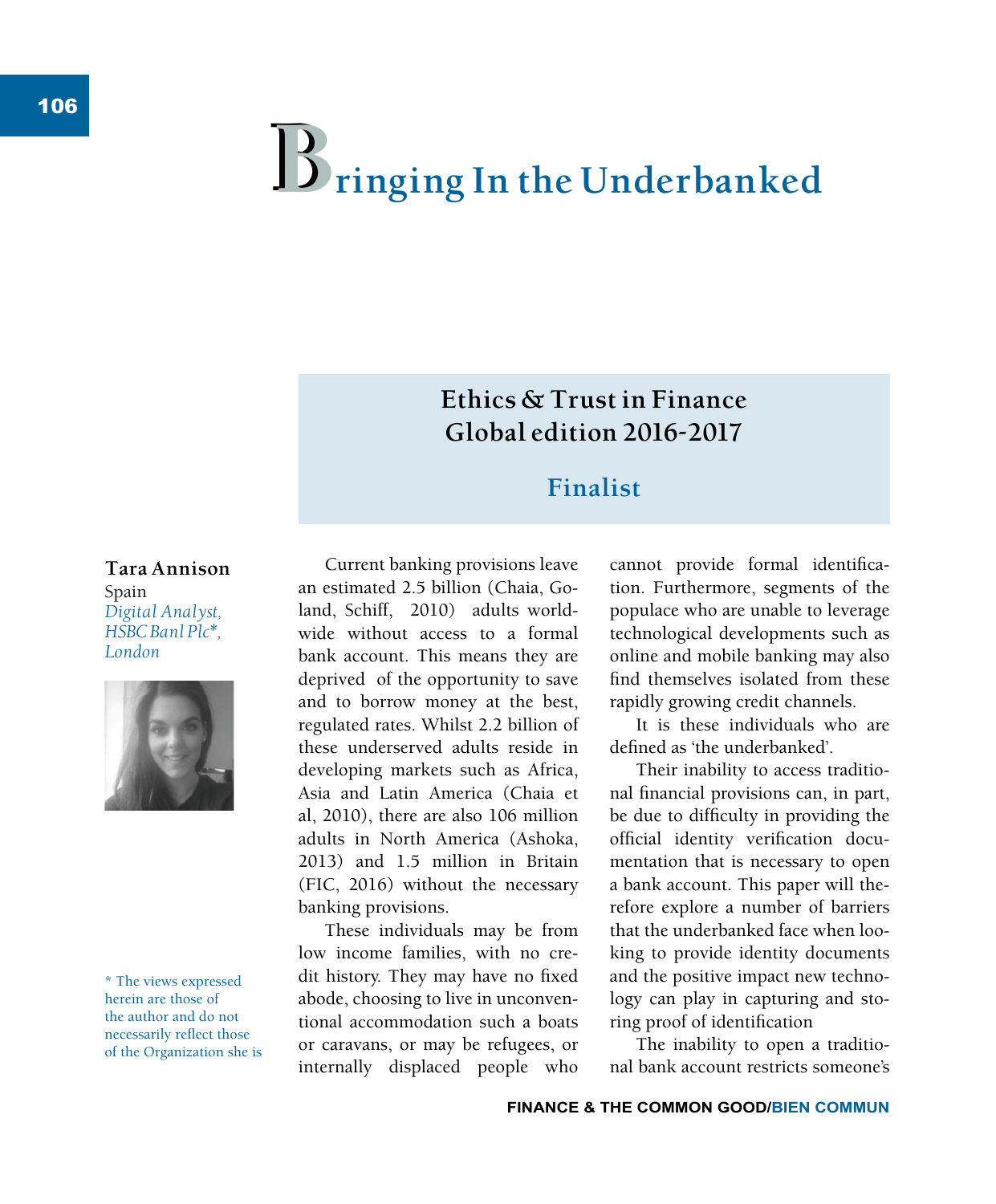# Bringing In the Underbanked

**Ethics & Trust in Finance**
**Global edition 2016-2017**

**Finalist**

**Tara Annison**
Spain
*Digital Analyst, HSBC Banl Plc*, London*

\* The views expressed herein are those of the author and do not necessarily reflect those of the Organization she is

Current banking provisions leave an estimated 2.5 billion (Chaia, Goland, Schiff, 2010) adults worldwide without access to a formal bank account. This means they are deprived of the opportunity to save and to borrow money at the best, regulated rates. Whilst 2.2 billion of these underserved adults reside in developing markets such as Africa, Asia and Latin America (Chaia et al, 2010), there are also 106 million adults in North America (Ashoka, 2013) and 1.5 million in Britain (FIC, 2016) without the necessary banking provisions.

These individuals may be from low income families, with no credit history. They may have no fixed abode, choosing to live in unconventional accommodation such a boats or caravans, or may be refugees, or internally displaced people who cannot provide formal identification. Furthermore, segments of the populace who are unable to leverage technological developments such as online and mobile banking may also find themselves isolated from these rapidly growing credit channels.

It is these individuals who are defined as 'the underbanked'.

Their inability to access traditional financial provisions can, in part, be due to difficulty in providing the official identity verification documentation that is necessary to open a bank account. This paper will therefore explore a number of barriers that the underbanked face when looking to provide identity documents and the positive impact new technology can play in capturing and storing proof of identification

The inability to open a traditional bank account restricts someone's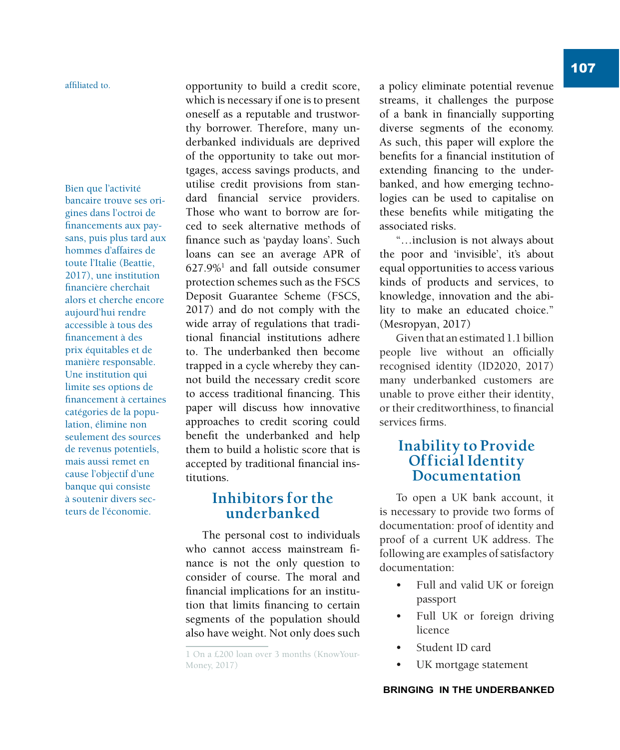affiliated to.

Bien que l'activité bancaire trouve ses origines dans l'octroi de financements aux paysans, puis plus tard aux hommes d'affaires de toute l'Italie (Beattie, 2017), une institution financière cherchait alors et cherche encore aujourd'hui rendre accessible à tous des financement à des prix équitables et de manière responsable. Une institution qui limite ses options de financement à certaines catégories de la population, élimine non seulement des sources de revenus potentiels, mais aussi remet en cause l'objectif d'une banque qui consiste à soutenir divers secteurs de l'économie.

opportunity to build a credit score, which is necessary if one is to present oneself as a reputable and trustworthy borrower. Therefore, many underbanked individuals are deprived of the opportunity to take out mortgages, access savings products, and utilise credit provisions from standard financial service providers. Those who want to borrow are forced to seek alternative methods of finance such as 'payday loans'. Such loans can see an average APR of 627.9%[1] and fall outside consumer protection schemes such as the FSCS Deposit Guarantee Scheme (FSCS, 2017) and do not comply with the wide array of regulations that traditional financial institutions adhere to. The underbanked then become trapped in a cycle whereby they cannot build the necessary credit score to access traditional financing. This paper will discuss how innovative approaches to credit scoring could benefit the underbanked and help them to build a holistic score that is accepted by traditional financial institutions.

## Inhibitors for the underbanked

The personal cost to individuals who cannot access mainstream finance is not the only question to consider of course. The moral and financial implications for an institution that limits financing to certain segments of the population should also have weight. Not only does such a policy eliminate potential revenue streams, it challenges the purpose of a bank in financially supporting diverse segments of the economy. As such, this paper will explore the benefits for a financial institution of extending financing to the underbanked, and how emerging technologies can be used to capitalise on these benefits while mitigating the associated risks.

"…inclusion is not always about the poor and 'invisible', it's about equal opportunities to access various kinds of products and services, to knowledge, innovation and the ability to make an educated choice." (Mesropyan, 2017)

Given that an estimated 1.1 billion people live without an officially recognised identity (ID2020, 2017) many underbanked customers are unable to prove either their identity, or their creditworthiness, to financial services firms.

## Inability to Provide Official Identity Documentation

To open a UK bank account, it is necessary to provide two forms of documentation: proof of identity and proof of a current UK address. The following are examples of satisfactory documentation:

- Full and valid UK or foreign passport
- Full UK or foreign driving licence
- Student ID card
- UK mortgage statement

1 On a £200 loan over 3 months (KnowYourMoney, 2017)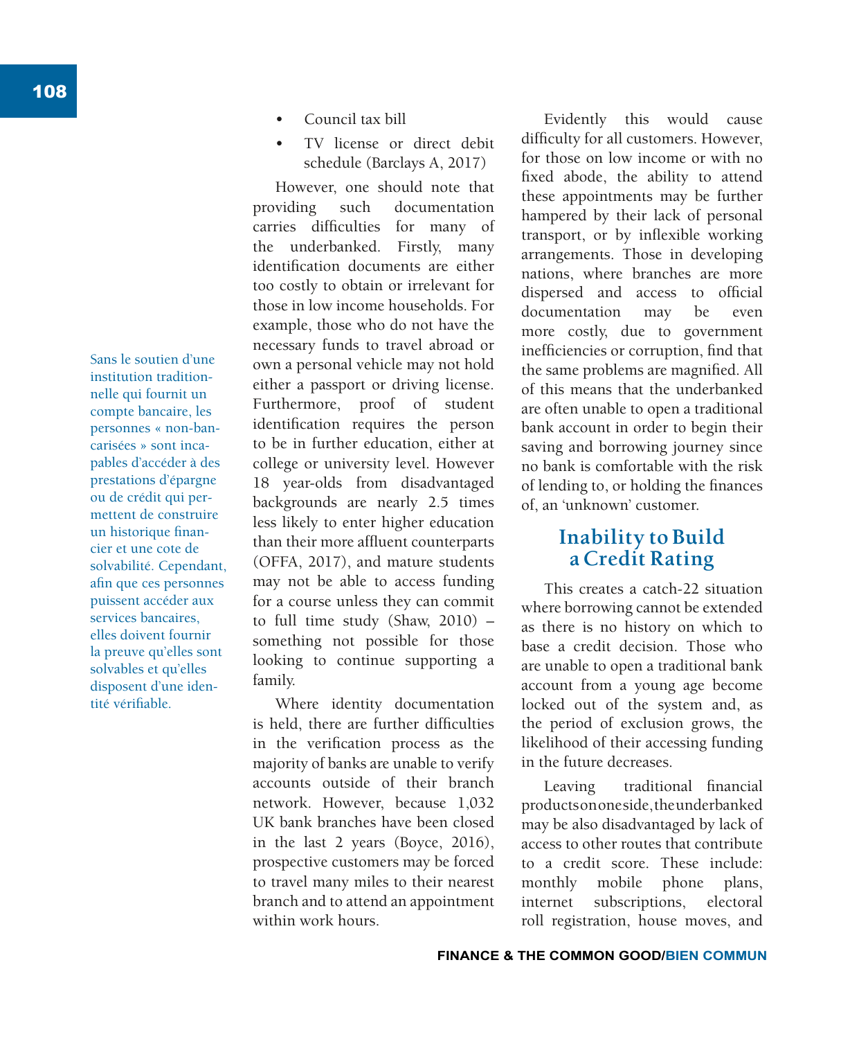- Council tax bill
- TV license or direct debit schedule (Barclays A, 2017)

However, one should note that providing such documentation carries difficulties for many of the underbanked. Firstly, many identification documents are either too costly to obtain or irrelevant for those in low income households. For example, those who do not have the necessary funds to travel abroad or own a personal vehicle may not hold either a passport or driving license. Furthermore, proof of student identification requires the person to be in further education, either at college or university level. However 18 year-olds from disadvantaged backgrounds are nearly 2.5 times less likely to enter higher education than their more affluent counterparts (OFFA, 2017), and mature students may not be able to access funding for a course unless they can commit to full time study (Shaw, 2010) – something not possible for those looking to continue supporting a family.

Where identity documentation is held, there are further difficulties in the verification process as the majority of banks are unable to verify accounts outside of their branch network. However, because 1,032 UK bank branches have been closed in the last 2 years (Boyce, 2016), prospective customers may be forced to travel many miles to their nearest branch and to attend an appointment within work hours.

Evidently this would cause difficulty for all customers. However, for those on low income or with no fixed abode, the ability to attend these appointments may be further hampered by their lack of personal transport, or by inflexible working arrangements. Those in developing nations, where branches are more dispersed and access to official documentation may be even more costly, due to government inefficiencies or corruption, find that the same problems are magnified. All of this means that the underbanked are often unable to open a traditional bank account in order to begin their saving and borrowing journey since no bank is comfortable with the risk of lending to, or holding the finances of, an 'unknown' customer.

> Sans le soutien d'une institution traditionnelle qui fournit un compte bancaire, les personnes « non-bancarisées » sont incapables d'accéder à des prestations d'épargne ou de crédit qui permettent de construire un historique financier et une cote de solvabilité. Cependant, afin que ces personnes puissent accéder aux services bancaires, elles doivent fournir la preuve qu'elles sont solvables et qu'elles disposent d'une identité vérifiable.

## Inability to Build a Credit Rating

This creates a catch-22 situation where borrowing cannot be extended as there is no history on which to base a credit decision. Those who are unable to open a traditional bank account from a young age become locked out of the system and, as the period of exclusion grows, the likelihood of their accessing funding in the future decreases.

Leaving traditional financial products on one side, the underbanked may be also disadvantaged by lack of access to other routes that contribute to a credit score. These include: monthly mobile phone plans, internet subscriptions, electoral roll registration, house moves, and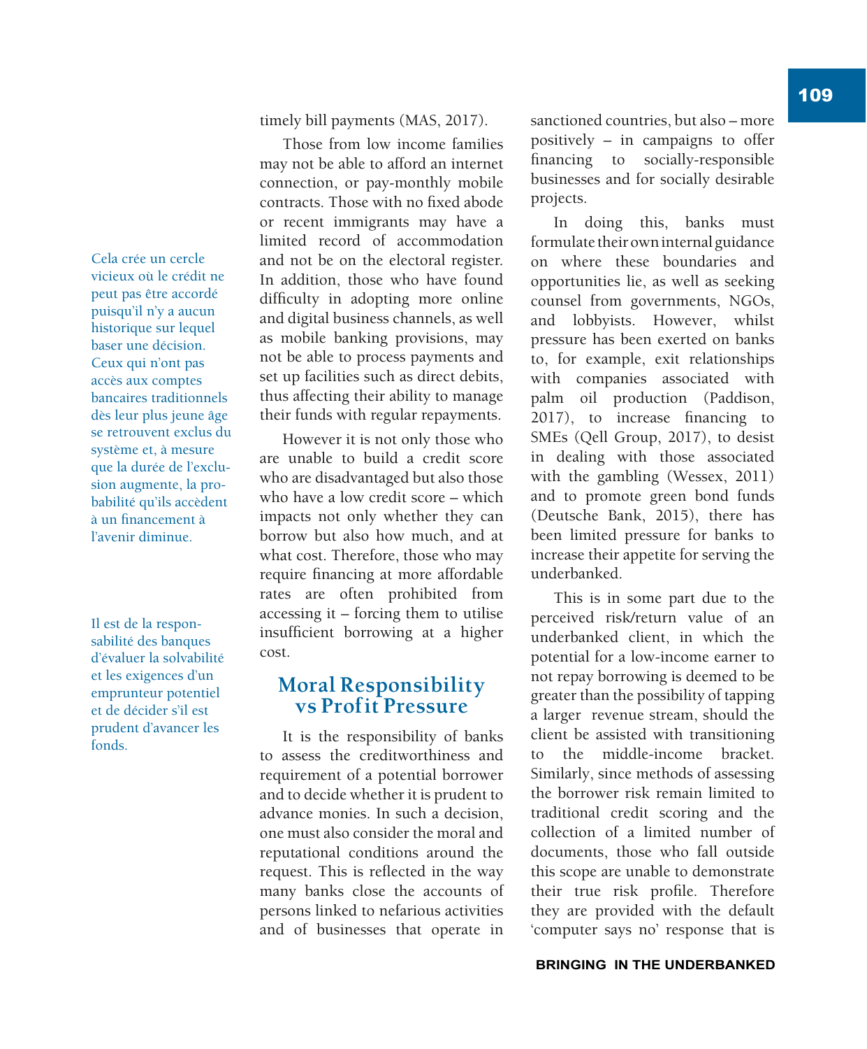timely bill payments (MAS, 2017).

Those from low income families may not be able to afford an internet connection, or pay-monthly mobile contracts. Those with no fixed abode or recent immigrants may have a limited record of accommodation and not be on the electoral register. In addition, those who have found difficulty in adopting more online and digital business channels, as well as mobile banking provisions, may not be able to process payments and set up facilities such as direct debits, thus affecting their ability to manage their funds with regular repayments.

> Cela crée un cercle vicieux où le crédit ne peut pas être accordé puisqu'il n'y a aucun historique sur lequel baser une décision. Ceux qui n'ont pas accès aux comptes bancaires traditionnels dès leur plus jeune âge se retrouvent exclus du système et, à mesure que la durée de l'exclusion augmente, la probabilité qu'ils accèdent à un financement à l'avenir diminue.

However it is not only those who are unable to build a credit score who are disadvantaged but also those who have a low credit score – which impacts not only whether they can borrow but also how much, and at what cost. Therefore, those who may require financing at more affordable rates are often prohibited from accessing it – forcing them to utilise insufficient borrowing at a higher cost.

## Moral Responsibility vs Profit Pressure

> Il est de la responsabilité des banques d'évaluer la solvabilité et les exigences d'un emprunteur potentiel et de décider s'il est prudent d'avancer les fonds.

It is the responsibility of banks to assess the creditworthiness and requirement of a potential borrower and to decide whether it is prudent to advance monies. In such a decision, one must also consider the moral and reputational conditions around the request. This is reflected in the way many banks close the accounts of persons linked to nefarious activities and of businesses that operate in sanctioned countries, but also – more positively – in campaigns to offer financing to socially-responsible businesses and for socially desirable projects.

In doing this, banks must formulate their own internal guidance on where these boundaries and opportunities lie, as well as seeking counsel from governments, NGOs, and lobbyists. However, whilst pressure has been exerted on banks to, for example, exit relationships with companies associated with palm oil production (Paddison, 2017), to increase financing to SMEs (Qell Group, 2017), to desist in dealing with those associated with the gambling (Wessex, 2011) and to promote green bond funds (Deutsche Bank, 2015), there has been limited pressure for banks to increase their appetite for serving the underbanked.

This is in some part due to the perceived risk/return value of an underbanked client, in which the potential for a low-income earner to not repay borrowing is deemed to be greater than the possibility of tapping a larger revenue stream, should the client be assisted with transitioning to the middle-income bracket. Similarly, since methods of assessing the borrower risk remain limited to traditional credit scoring and the collection of a limited number of documents, those who fall outside this scope are unable to demonstrate their true risk profile. Therefore they are provided with the default 'computer says no' response that is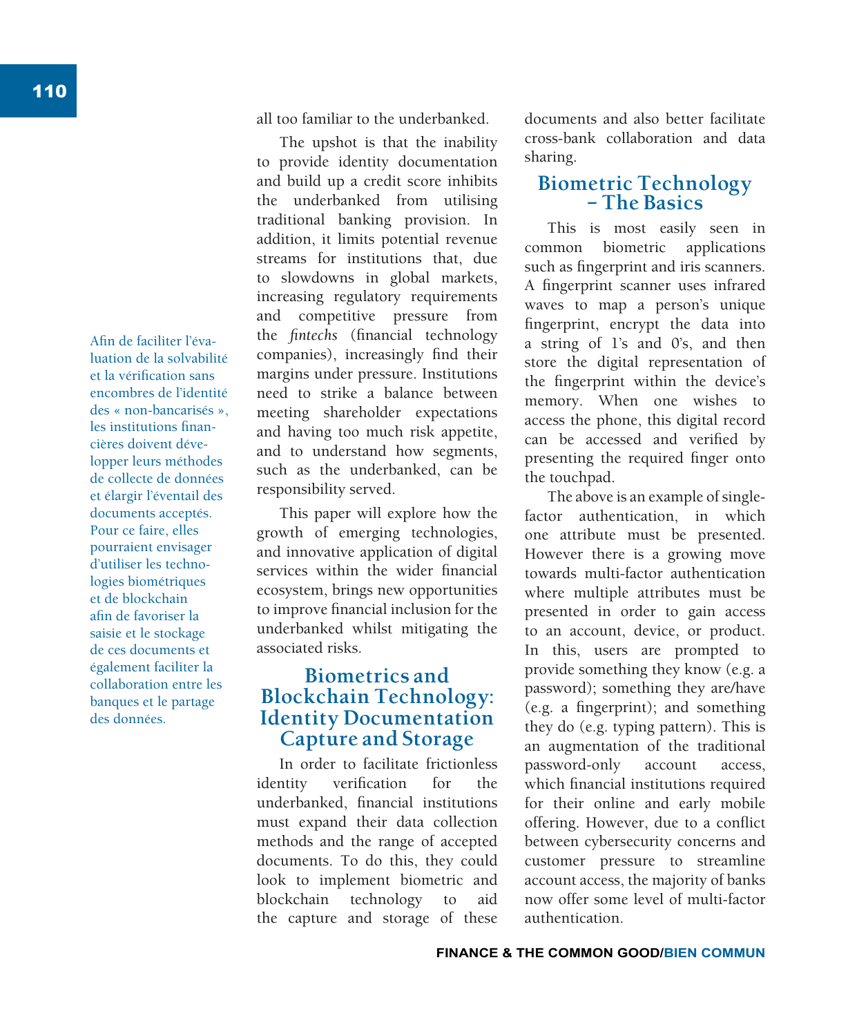all too familiar to the underbanked.

The upshot is that the inability to provide identity documentation and build up a credit score inhibits the underbanked from utilising traditional banking provision. In addition, it limits potential revenue streams for institutions that, due to slowdowns in global markets, increasing regulatory requirements and competitive pressure from the *fintechs* (financial technology companies), increasingly find their margins under pressure. Institutions need to strike a balance between meeting shareholder expectations and having too much risk appetite, and to understand how segments, such as the underbanked, can be responsibility served.

This paper will explore how the growth of emerging technologies, and innovative application of digital services within the wider financial ecosystem, brings new opportunities to improve financial inclusion for the underbanked whilst mitigating the associated risks.

Afin de faciliter l'évaluation de la solvabilité et la vérification sans encombres de l'identité des « non-bancarisés », les institutions financières doivent développer leurs méthodes de collecte de données et élargir l'éventail des documents acceptés. Pour ce faire, elles pourraient envisager d'utiliser les technologies biométriques et de blockchain afin de favoriser la saisie et le stockage de ces documents et également faciliter la collaboration entre les banques et le partage des données.

## Biometrics and Blockchain Technology: Identity Documentation Capture and Storage

In order to facilitate frictionless identity verification for the underbanked, financial institutions must expand their data collection methods and the range of accepted documents. To do this, they could look to implement biometric and blockchain technology to aid the capture and storage of these documents and also better facilitate cross-bank collaboration and data sharing.

## Biometric Technology – The Basics

This is most easily seen in common biometric applications such as fingerprint and iris scanners. A fingerprint scanner uses infrared waves to map a person's unique fingerprint, encrypt the data into a string of 1's and 0's, and then store the digital representation of the fingerprint within the device's memory. When one wishes to access the phone, this digital record can be accessed and verified by presenting the required finger onto the touchpad.

The above is an example of single-factor authentication, in which one attribute must be presented. However there is a growing move towards multi-factor authentication where multiple attributes must be presented in order to gain access to an account, device, or product. In this, users are prompted to provide something they know (e.g. a password); something they are/have (e.g. a fingerprint); and something they do (e.g. typing pattern). This is an augmentation of the traditional password-only account access, which financial institutions required for their online and early mobile offering. However, due to a conflict between cybersecurity concerns and customer pressure to streamline account access, the majority of banks now offer some level of multi-factor authentication.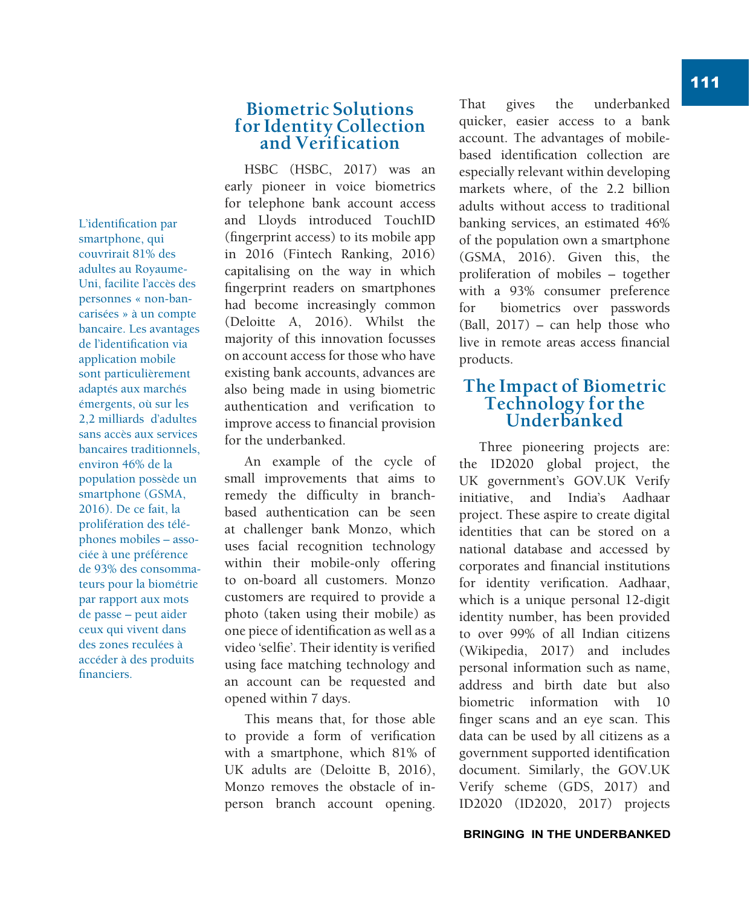L'identification par smartphone, qui couvrirait 81% des adultes au Royaume-Uni, facilite l'accès des personnes « non-bancarisées » à un compte bancaire. Les avantages de l'identification via application mobile sont particulièrement adaptés aux marchés émergents, où sur les 2,2 milliards d'adultes sans accès aux services bancaires traditionnels, environ 46% de la population possède un smartphone (GSMA, 2016). De ce fait, la prolifération des téléphones mobiles – associée à une préférence de 93% des consommateurs pour la biométrie par rapport aux mots de passe – peut aider ceux qui vivent dans des zones reculées à accéder à des produits financiers.

## Biometric Solutions for Identity Collection and Verification

HSBC (HSBC, 2017) was an early pioneer in voice biometrics for telephone bank account access and Lloyds introduced TouchID (fingerprint access) to its mobile app in 2016 (Fintech Ranking, 2016) capitalising on the way in which fingerprint readers on smartphones had become increasingly common (Deloitte A, 2016). Whilst the majority of this innovation focusses on account access for those who have existing bank accounts, advances are also being made in using biometric authentication and verification to improve access to financial provision for the underbanked.

An example of the cycle of small improvements that aims to remedy the difficulty in branch-based authentication can be seen at challenger bank Monzo, which uses facial recognition technology within their mobile-only offering to on-board all customers. Monzo customers are required to provide a photo (taken using their mobile) as one piece of identification as well as a video 'selfie'. Their identity is verified using face matching technology and an account can be requested and opened within 7 days.

This means that, for those able to provide a form of verification with a smartphone, which 81% of UK adults are (Deloitte B, 2016), Monzo removes the obstacle of in-person branch account opening. That gives the underbanked quicker, easier access to a bank account. The advantages of mobile-based identification collection are especially relevant within developing markets where, of the 2.2 billion adults without access to traditional banking services, an estimated 46% of the population own a smartphone (GSMA, 2016). Given this, the proliferation of mobiles – together with a 93% consumer preference for biometrics over passwords (Ball, 2017) – can help those who live in remote areas access financial products.

## The Impact of Biometric Technology for the Underbanked

Three pioneering projects are: the ID2020 global project, the UK government's GOV.UK Verify initiative, and India's Aadhaar project. These aspire to create digital identities that can be stored on a national database and accessed by corporates and financial institutions for identity verification. Aadhaar, which is a unique personal 12-digit identity number, has been provided to over 99% of all Indian citizens (Wikipedia, 2017) and includes personal information such as name, address and birth date but also biometric information with 10 finger scans and an eye scan. This data can be used by all citizens as a government supported identification document. Similarly, the GOV.UK Verify scheme (GDS, 2017) and ID2020 (ID2020, 2017) projects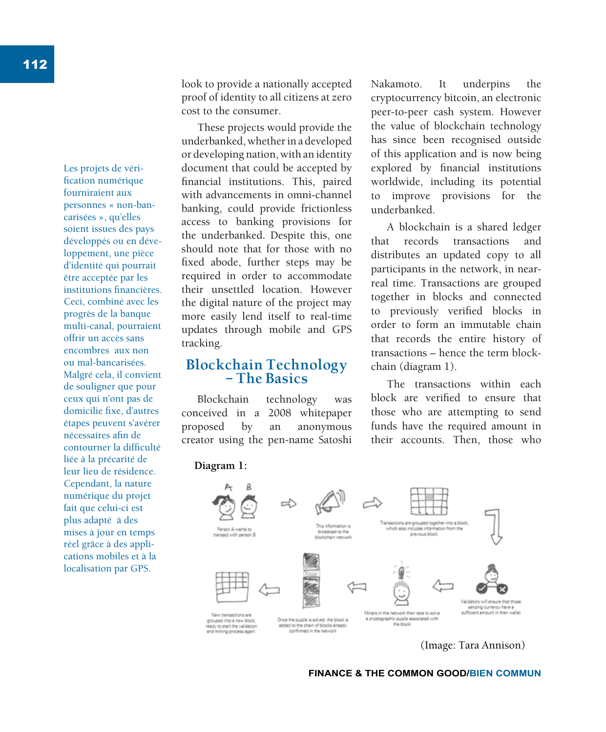look to provide a nationally accepted proof of identity to all citizens at zero cost to the consumer.

These projects would provide the underbanked, whether in a developed or developing nation, with an identity document that could be accepted by financial institutions. This, paired with advancements in omni-channel banking, could provide frictionless access to banking provisions for the underbanked. Despite this, one should note that for those with no fixed abode, further steps may be required in order to accommodate their unsettled location. However the digital nature of the project may more easily lend itself to real-time updates through mobile and GPS tracking.

Les projets de vérification numérique fourniraient aux personnes « non-bancarisées », qu'elles soient issues des pays développés ou en développement, une pièce d'identité qui pourrait être acceptée par les institutions financières. Ceci, combiné avec les progrès de la banque multi-canal, pourraient offrir un accès sans encombres aux non ou mal-bancarisées. Malgré cela, il convient de souligner que pour ceux qui n'ont pas de domicile fixe, d'autres étapes peuvent s'avérer nécessaires afin de contourner la difficulté liée à la précarité de leur lieu de résidence. Cependant, la nature numérique du projet fait que celui-ci est plus adapté à des mises à jour en temps réel grâce à des applications mobiles et à la localisation par GPS.

## Blockchain Technology – The Basics

Blockchain technology was conceived in a 2008 whitepaper proposed by an anonymous creator using the pen-name Satoshi Nakamoto. It underpins the cryptocurrency bitcoin, an electronic peer-to-peer cash system. However the value of blockchain technology has since been recognised outside of this application and is now being explored by financial institutions worldwide, including its potential to improve provisions for the underbanked.

A blockchain is a shared ledger that records transactions and distributes an updated copy to all participants in the network, in near-real time. Transactions are grouped together in blocks and connected to previously verified blocks in order to form an immutable chain that records the entire history of transactions – hence the term blockchain (diagram 1).

The transactions within each block are verified to ensure that those who are attempting to send funds have the required amount in their accounts. Then, those who

**Diagram 1:**

Person A wants to transact with person B → This information is broadcast to the blockchain network → Transactions are grouped together into a block, which also includes information from the previous block → Validators will ensure that those sending currency have a sufficient amount in their wallet → Miners in the network then race to solve a cryptographic puzzle associated with the block → Once the puzzle is solved, the block is added to the chain of blocks already confirmed in the network → New transactions are grouped into a new block, ready to start the validation and mining process again.

(Image: Tara Annison)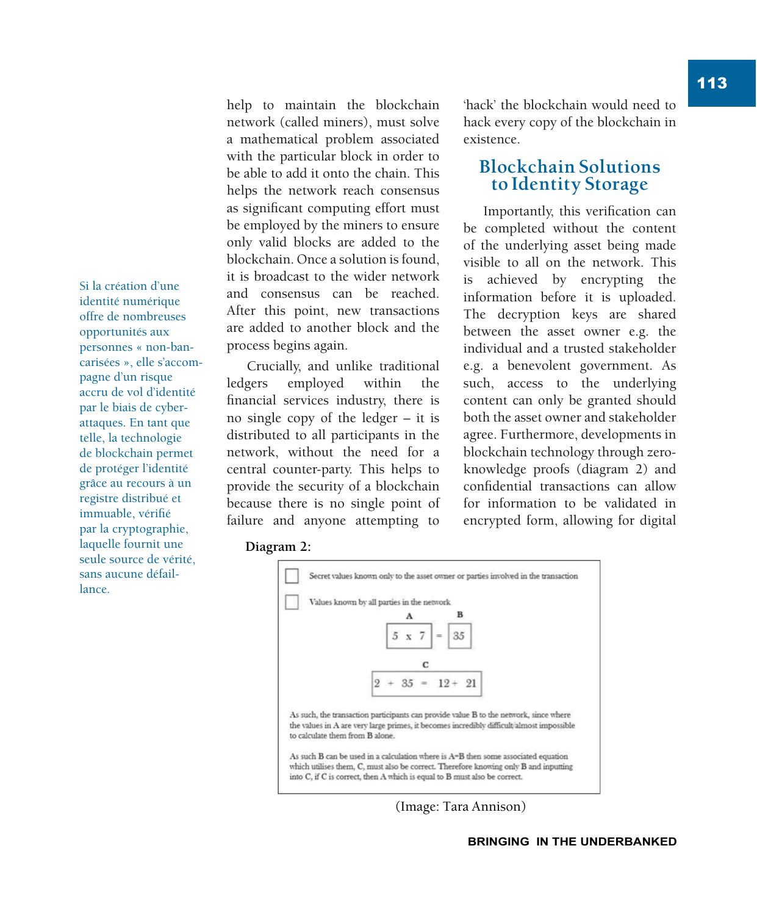help to maintain the blockchain network (called miners), must solve a mathematical problem associated with the particular block in order to be able to add it onto the chain. This helps the network reach consensus as significant computing effort must be employed by the miners to ensure only valid blocks are added to the blockchain. Once a solution is found, it is broadcast to the wider network and consensus can be reached. After this point, new transactions are added to another block and the process begins again.

Crucially, and unlike traditional ledgers employed within the financial services industry, there is no single copy of the ledger – it is distributed to all participants in the network, without the need for a central counter-party. This helps to provide the security of a blockchain because there is no single point of failure and anyone attempting to 'hack' the blockchain would need to hack every copy of the blockchain in existence.

## Blockchain Solutions to Identity Storage

Importantly, this verification can be completed without the content of the underlying asset being made visible to all on the network. This is achieved by encrypting the information before it is uploaded. The decryption keys are shared between the asset owner e.g. the individual and a trusted stakeholder e.g. a benevolent government. As such, access to the underlying content can only be granted should both the asset owner and stakeholder agree. Furthermore, developments in blockchain technology through zero-knowledge proofs (diagram 2) and confidential transactions can allow for information to be validated in encrypted form, allowing for digital

Si la création d'une identité numérique offre de nombreuses opportunités aux personnes « non-bancarisées », elle s'accompagne d'un risque accru de vol d'identité par le biais de cyber-attaques. En tant que telle, la technologie de blockchain permet de protéger l'identité grâce au recours à un registre distribué et immuable, vérifié par la cryptographie, laquelle fournit une seule source de vérité, sans aucune défaillance.

**Diagram 2:**

☐ Secret values known only to the asset owner or parties involved in the transaction

☐ Values known by all parties in the network

A: 5 x 7 = B: 35

C: 2 + 35 = 12 + 21

As such, the transaction participants can provide value B to the network, since where the values in A are very large primes, it becomes incredibly difficult/almost impossible to calculate them from B alone.

As such B can be used in a calculation where is A=B then some associated equation which utilises them, C, must also be correct. Therefore knowing only B and inputting into C, if C is correct, then A which is equal to B must also be correct.

(Image: Tara Annison)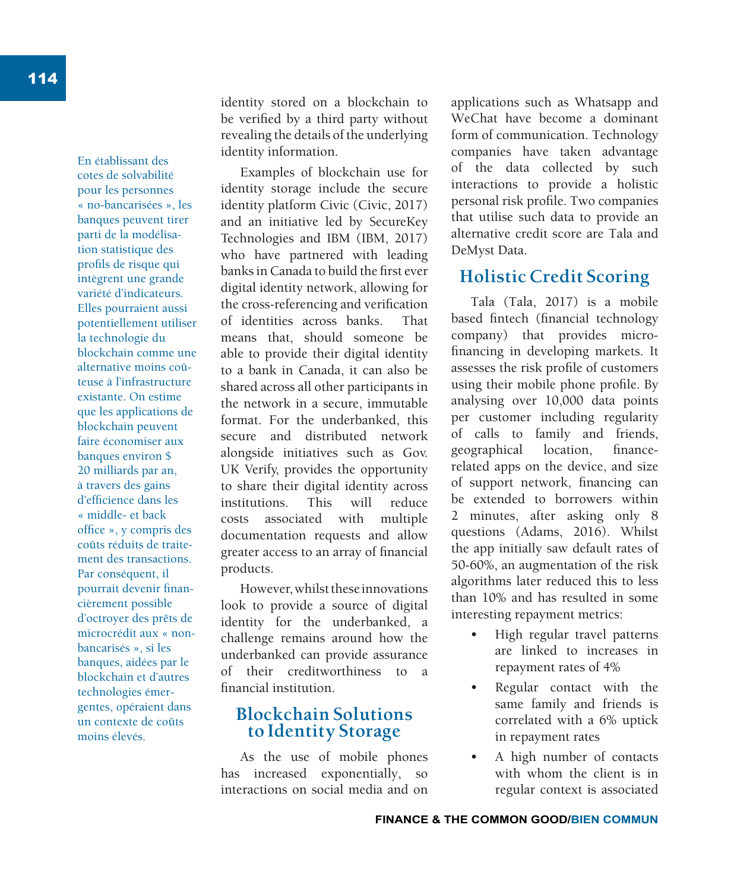identity stored on a blockchain to be verified by a third party without revealing the details of the underlying identity information.

Examples of blockchain use for identity storage include the secure identity platform Civic (Civic, 2017) and an initiative led by SecureKey Technologies and IBM (IBM, 2017) who have partnered with leading banks in Canada to build the first ever digital identity network, allowing for the cross-referencing and verification of identities across banks. That means that, should someone be able to provide their digital identity to a bank in Canada, it can also be shared across all other participants in the network in a secure, immutable format. For the underbanked, this secure and distributed network alongside initiatives such as Gov. UK Verify, provides the opportunity to share their digital identity across institutions. This will reduce costs associated with multiple documentation requests and allow greater access to an array of financial products.

However, whilst these innovations look to provide a source of digital identity for the underbanked, a challenge remains around how the underbanked can provide assurance of their creditworthiness to a financial institution.

## Blockchain Solutions to Identity Storage

As the use of mobile phones has increased exponentially, so interactions on social media and on applications such as Whatsapp and WeChat have become a dominant form of communication. Technology companies have taken advantage of the data collected by such interactions to provide a holistic personal risk profile. Two companies that utilise such data to provide an alternative credit score are Tala and DeMyst Data.

## Holistic Credit Scoring

Tala (Tala, 2017) is a mobile based fintech (financial technology company) that provides micro-financing in developing markets. It assesses the risk profile of customers using their mobile phone profile. By analysing over 10,000 data points per customer including regularity of calls to family and friends, geographical location, finance-related apps on the device, and size of support network, financing can be extended to borrowers within 2 minutes, after asking only 8 questions (Adams, 2016). Whilst the app initially saw default rates of 50-60%, an augmentation of the risk algorithms later reduced this to less than 10% and has resulted in some interesting repayment metrics:

- High regular travel patterns are linked to increases in repayment rates of 4%
- Regular contact with the same family and friends is correlated with a 6% uptick in repayment rates
- A high number of contacts with whom the client is in regular context is associated

En établissant des cotes de solvabilité pour les personnes « no-bancarisées », les banques peuvent tirer parti de la modélisation statistique des profils de risque qui intègrent une grande variété d'indicateurs. Elles pourraient aussi potentiellement utiliser la technologie du blockchain comme une alternative moins coûteuse à l'infrastructure existante. On estime que les applications de blockchain peuvent faire économiser aux banques environ $ 20 milliards par an, à travers des gains d'efficience dans les « middle- et back office », y compris des coûts réduits de traitement des transactions. Par conséquent, il pourrait devenir financièrement possible d'octroyer des prêts de microcrédit aux « non-bancarisés », si les banques, aidées par le blockchain et d'autres technologies émergentes, opéraient dans un contexte de coûts moins élevés.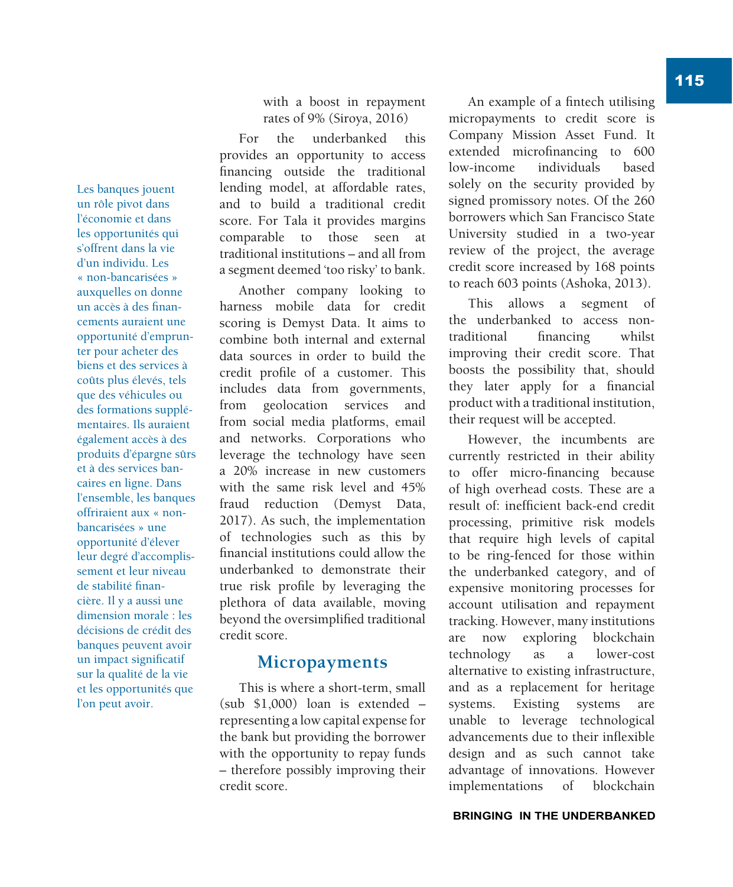Les banques jouent un rôle pivot dans l'économie et dans les opportunités qui s'offrent dans la vie d'un individu. Les « non-bancarisées » auxquelles on donne un accès à des financements auraient une opportunité d'emprunter pour acheter des biens et des services à coûts plus élevés, tels que des véhicules ou des formations supplémentaires. Ils auraient également accès à des produits d'épargne sûrs et à des services bancaires en ligne. Dans l'ensemble, les banques offriraient aux « non-bancarisées » une opportunité d'élever leur degré d'accomplissement et leur niveau de stabilité financière. Il y a aussi une dimension morale : les décisions de crédit des banques peuvent avoir un impact significatif sur la qualité de la vie et les opportunités que l'on peut avoir.

with a boost in repayment rates of 9% (Siroya, 2016)

For the underbanked this provides an opportunity to access financing outside the traditional lending model, at affordable rates, and to build a traditional credit score. For Tala it provides margins comparable to those seen at traditional institutions – and all from a segment deemed 'too risky' to bank.

Another company looking to harness mobile data for credit scoring is Demyst Data. It aims to combine both internal and external data sources in order to build the credit profile of a customer. This includes data from governments, from geolocation services and from social media platforms, email and networks. Corporations who leverage the technology have seen a 20% increase in new customers with the same risk level and 45% fraud reduction (Demyst Data, 2017). As such, the implementation of technologies such as this by financial institutions could allow the underbanked to demonstrate their true risk profile by leveraging the plethora of data available, moving beyond the oversimplified traditional credit score.

## Micropayments

This is where a short-term, small (sub $1,000) loan is extended – representing a low capital expense for the bank but providing the borrower with the opportunity to repay funds – therefore possibly improving their credit score.

An example of a fintech utilising micropayments to credit score is Company Mission Asset Fund. It extended microfinancing to 600 low-income individuals based solely on the security provided by signed promissory notes. Of the 260 borrowers which San Francisco State University studied in a two-year review of the project, the average credit score increased by 168 points to reach 603 points (Ashoka, 2013).

This allows a segment of the underbanked to access non-traditional financing whilst improving their credit score. That boosts the possibility that, should they later apply for a financial product with a traditional institution, their request will be accepted.

However, the incumbents are currently restricted in their ability to offer micro-financing because of high overhead costs. These are a result of: inefficient back-end credit processing, primitive risk models that require high levels of capital to be ring-fenced for those within the underbanked category, and of expensive monitoring processes for account utilisation and repayment tracking. However, many institutions are now exploring blockchain technology as a lower-cost alternative to existing infrastructure, and as a replacement for heritage systems. Existing systems are unable to leverage technological advancements due to their inflexible design and as such cannot take advantage of innovations. However implementations of blockchain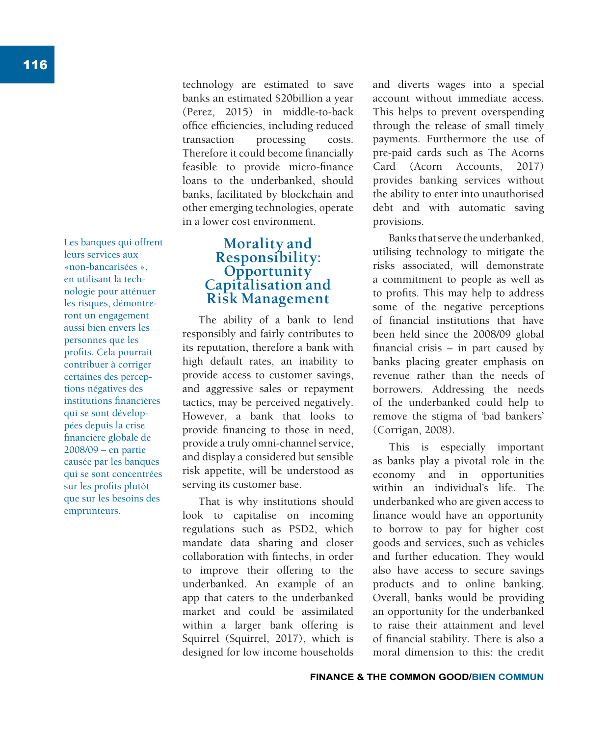technology are estimated to save banks an estimated $20billion a year (Perez, 2015) in middle-to-back office efficiencies, including reduced transaction processing costs. Therefore it could become financially feasible to provide micro-finance loans to the underbanked, should banks, facilitated by blockchain and other emerging technologies, operate in a lower cost environment.

## Morality and Responsibility: Opportunity Capitalisation and Risk Management

The ability of a bank to lend responsibly and fairly contributes to its reputation, therefore a bank with high default rates, an inability to provide access to customer savings, and aggressive sales or repayment tactics, may be perceived negatively. However, a bank that looks to provide financing to those in need, provide a truly omni-channel service, and display a considered but sensible risk appetite, will be understood as serving its customer base.

That is why institutions should look to capitalise on incoming regulations such as PSD2, which mandate data sharing and closer collaboration with fintechs, in order to improve their offering to the underbanked. An example of an app that caters to the underbanked market and could be assimilated within a larger bank offering is Squirrel (Squirrel, 2017), which is designed for low income households and diverts wages into a special account without immediate access. This helps to prevent overspending through the release of small timely payments. Furthermore the use of pre-paid cards such as The Acorns Card (Acorn Accounts, 2017) provides banking services without the ability to enter into unauthorised debt and with automatic saving provisions.

Banks that serve the underbanked, utilising technology to mitigate the risks associated, will demonstrate a commitment to people as well as to profits. This may help to address some of the negative perceptions of financial institutions that have been held since the 2008/09 global financial crisis – in part caused by banks placing greater emphasis on revenue rather than the needs of borrowers. Addressing the needs of the underbanked could help to remove the stigma of 'bad bankers' (Corrigan, 2008).

Les banques qui offrent leurs services aux «non-bancarisées », en utilisant la technologie pour atténuer les risques, démontreront un engagement aussi bien envers les personnes que les profits. Cela pourrait contribuer à corriger certaines des perceptions négatives des institutions financières qui se sont développées depuis la crise financière globale de 2008/09 – en partie causée par les banques qui se sont concentrées sur les profits plutôt que sur les besoins des emprunteurs.

This is especially important as banks play a pivotal role in the economy and in opportunities within an individual's life. The underbanked who are given access to finance would have an opportunity to borrow to pay for higher cost goods and services, such as vehicles and further education. They would also have access to secure savings products and to online banking. Overall, banks would be providing an opportunity for the underbanked to raise their attainment and level of financial stability. There is also a moral dimension to this: the credit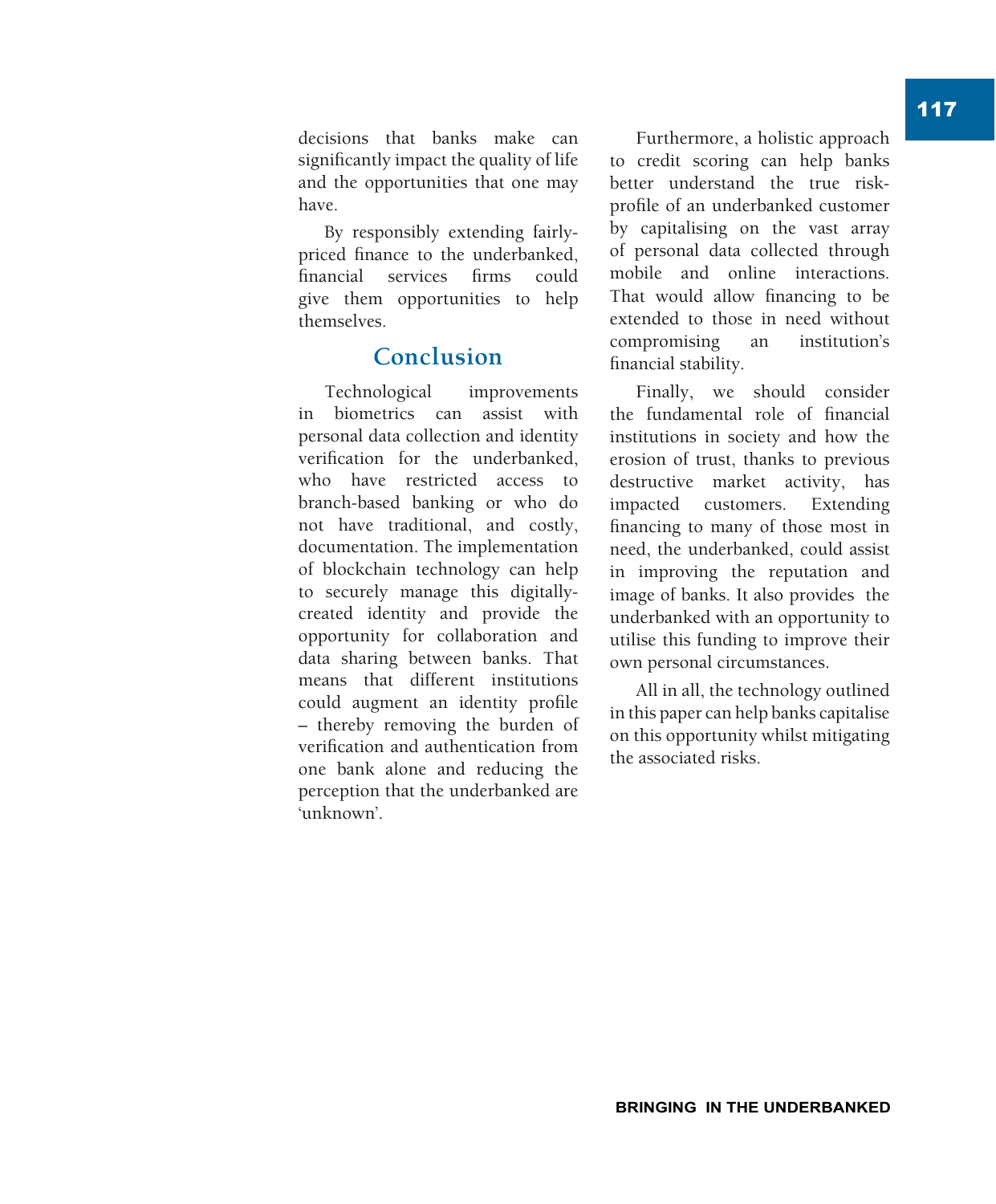decisions that banks make can significantly impact the quality of life and the opportunities that one may have.

By responsibly extending fairly-priced finance to the underbanked, financial services firms could give them opportunities to help themselves.

## Conclusion

Technological improvements in biometrics can assist with personal data collection and identity verification for the underbanked, who have restricted access to branch-based banking or who do not have traditional, and costly, documentation. The implementation of blockchain technology can help to securely manage this digitally-created identity and provide the opportunity for collaboration and data sharing between banks. That means that different institutions could augment an identity profile – thereby removing the burden of verification and authentication from one bank alone and reducing the perception that the underbanked are 'unknown'.

Furthermore, a holistic approach to credit scoring can help banks better understand the true risk-profile of an underbanked customer by capitalising on the vast array of personal data collected through mobile and online interactions. That would allow financing to be extended to those in need without compromising an institution's financial stability.

Finally, we should consider the fundamental role of financial institutions in society and how the erosion of trust, thanks to previous destructive market activity, has impacted customers. Extending financing to many of those most in need, the underbanked, could assist in improving the reputation and image of banks. It also provides the underbanked with an opportunity to utilise this funding to improve their own personal circumstances.

All in all, the technology outlined in this paper can help banks capitalise on this opportunity whilst mitigating the associated risks.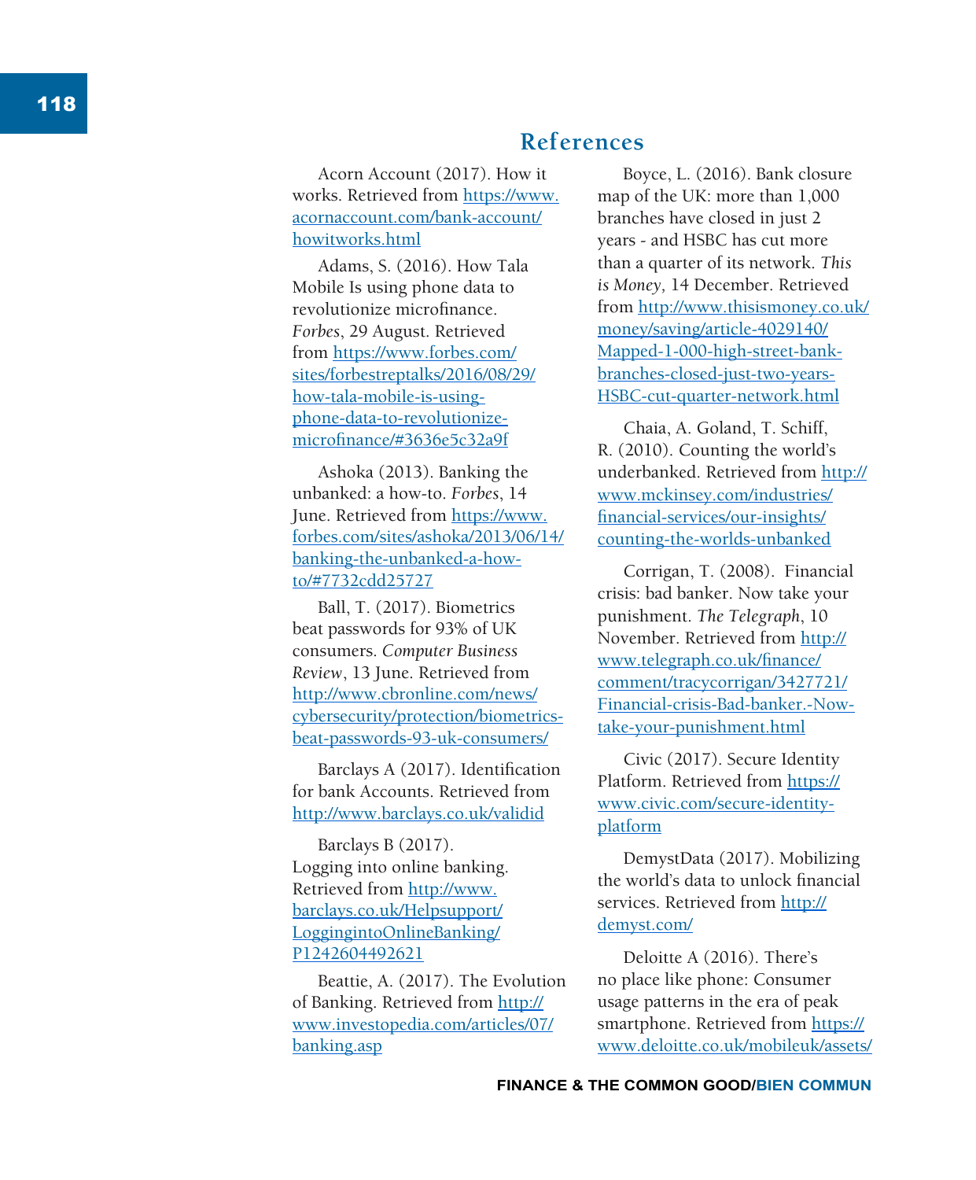## References

Acorn Account (2017). How it works. Retrieved from https://www.acornaccount.com/bank-account/howitworks.html

Adams, S. (2016). How Tala Mobile Is using phone data to revolutionize microfinance. *Forbes*, 29 August. Retrieved from https://www.forbes.com/sites/forbestreptalks/2016/08/29/how-tala-mobile-is-using-phone-data-to-revolutionize-microfinance/#3636e5c32a9f

Ashoka (2013). Banking the unbanked: a how-to. *Forbes*, 14 June. Retrieved from https://www.forbes.com/sites/ashoka/2013/06/14/banking-the-unbanked-a-how-to/#7732cdd25727

Ball, T. (2017). Biometrics beat passwords for 93% of UK consumers. *Computer Business Review*, 13 June. Retrieved from http://www.cbronline.com/news/cybersecurity/protection/biometrics-beat-passwords-93-uk-consumers/

Barclays A (2017). Identification for bank Accounts. Retrieved from http://www.barclays.co.uk/validid

Barclays B (2017). Logging into online banking. Retrieved from http://www.barclays.co.uk/Helpsupport/LogginginttoOnlineBanking/P1242604492621

Beattie, A. (2017). The Evolution of Banking. Retrieved from http://www.investopedia.com/articles/07/banking.asp

Boyce, L. (2016). Bank closure map of the UK: more than 1,000 branches have closed in just 2 years - and HSBC has cut more than a quarter of its network. *This is Money*, 14 December. Retrieved from http://www.thisismoney.co.uk/money/saving/article-4029140/Mapped-1-000-high-street-bank-branches-closed-just-two-years-HSBC-cut-quarter-network.html

Chaia, A. Goland, T. Schiff, R. (2010). Counting the world's underbanked. Retrieved from http://www.mckinsey.com/industries/financial-services/our-insights/counting-the-worlds-unbanked

Corrigan, T. (2008). Financial crisis: bad banker. Now take your punishment. *The Telegraph*, 10 November. Retrieved from http://www.telegraph.co.uk/finance/comment/tracycorrigan/3427721/Financial-crisis-Bad-banker.-Now-take-your-punishment.html

Civic (2017). Secure Identity Platform. Retrieved from https://www.civic.com/secure-identity-platform

DemystData (2017). Mobilizing the world's data to unlock financial services. Retrieved from http://demyst.com/

Deloitte A (2016). There's no place like phone: Consumer usage patterns in the era of peak smartphone. Retrieved from https://www.deloitte.co.uk/mobileuk/assets/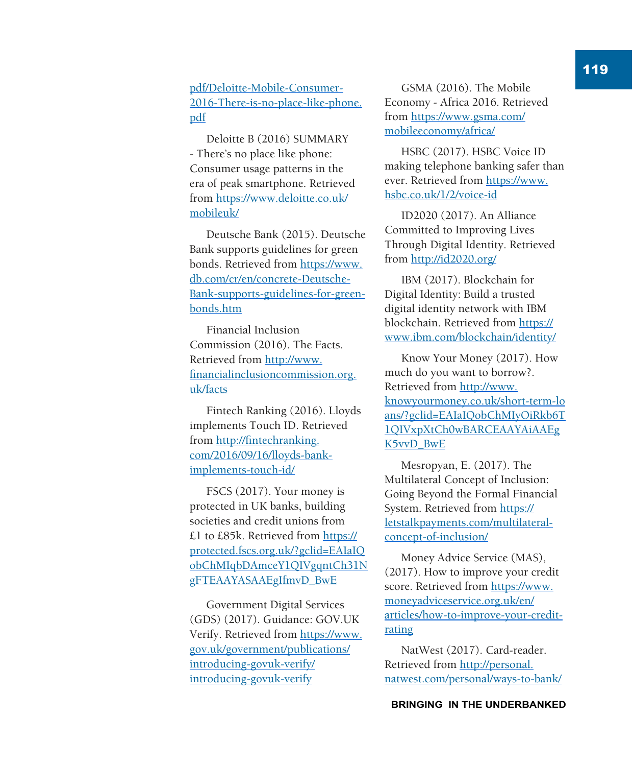pdf/Deloitte-Mobile-Consumer-2016-There-is-no-place-like-phone.pdf

Deloitte B (2016) SUMMARY - There's no place like phone: Consumer usage patterns in the era of peak smartphone. Retrieved from https://www.deloitte.co.uk/mobileuk/

Deutsche Bank (2015). Deutsche Bank supports guidelines for green bonds. Retrieved from https://www.db.com/cr/en/concrete-Deutsche-Bank-supports-guidelines-for-green-bonds.htm

Financial Inclusion Commission (2016). The Facts. Retrieved from http://www.financialinclusioncommission.org.uk/facts

Fintech Ranking (2016). Lloyds implements Touch ID. Retrieved from http://fintechranking.com/2016/09/16/lloyds-bank-implements-touch-id/

FSCS (2017). Your money is protected in UK banks, building societies and credit unions from £1 to £85k. Retrieved from https://protected.fscs.org.uk/?gclid=EAIaIQobChMIqbDAmceY1QIVgqntCh31NgFTEAAYASAAEgIfmvD_BwE

Government Digital Services (GDS) (2017). Guidance: GOV.UK Verify. Retrieved from https://www.gov.uk/government/publications/introducing-govuk-verify/introducing-govuk-verify

GSMA (2016). The Mobile Economy - Africa 2016. Retrieved from https://www.gsma.com/mobileeconomy/africa/

HSBC (2017). HSBC Voice ID making telephone banking safer than ever. Retrieved from https://www.hsbc.co.uk/1/2/voice-id

ID2020 (2017). An Alliance Committed to Improving Lives Through Digital Identity. Retrieved from http://id2020.org/

IBM (2017). Blockchain for Digital Identity: Build a trusted digital identity network with IBM blockchain. Retrieved from https://www.ibm.com/blockchain/identity/

Know Your Money (2017). How much do you want to borrow?. Retrieved from http://www.knowyourmoney.co.uk/short-term-loans/?gclid=EAIaIQobChMIyOiRkb6T1QIVxpXtCh0wBARCEAAYAiAAEgK5vvD_BwE

Mesropyan, E. (2017). The Multilateral Concept of Inclusion: Going Beyond the Formal Financial System. Retrieved from https://letstalkpayments.com/multilateral-concept-of-inclusion/

Money Advice Service (MAS), (2017). How to improve your credit score. Retrieved from https://www.moneyadviceservice.org.uk/en/articles/how-to-improve-your-credit-rating

NatWest (2017). Card-reader. Retrieved from http://personal.natwest.com/personal/ways-to-bank/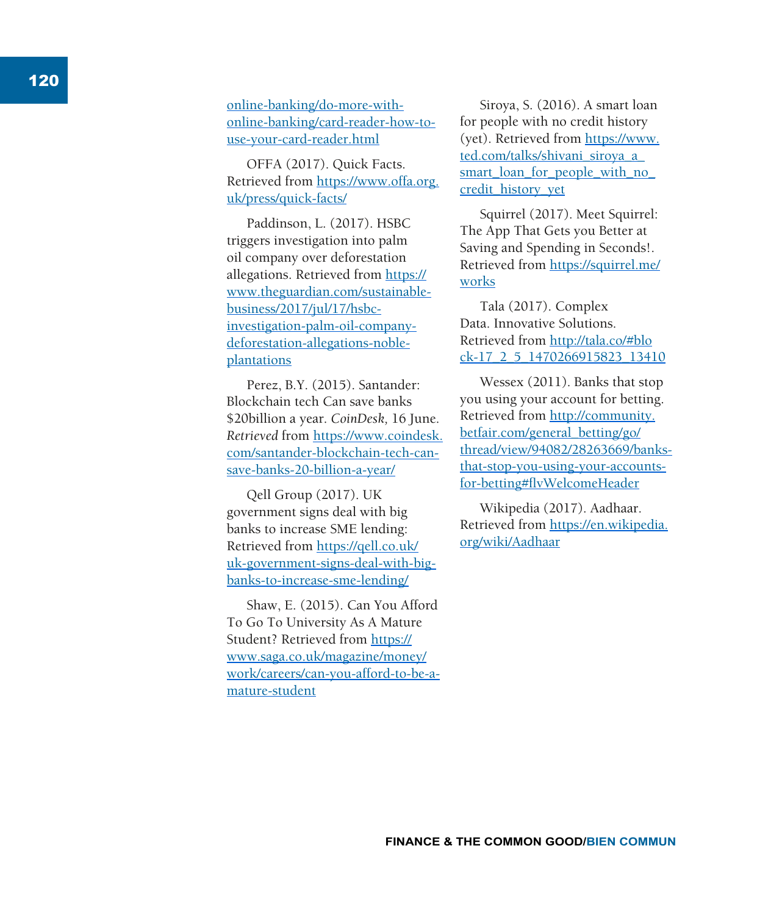online-banking/do-more-with-online-banking/card-reader-how-to-use-your-card-reader.html

OFFA (2017). Quick Facts. Retrieved from https://www.offa.org.uk/press/quick-facts/

Paddinson, L. (2017). HSBC triggers investigation into palm oil company over deforestation allegations. Retrieved from https://www.theguardian.com/sustainable-business/2017/jul/17/hsbc-investigation-palm-oil-company-deforestation-allegations-noble-plantations

Perez, B.Y. (2015). Santander: Blockchain tech Can save banks $20billion a year. *CoinDesk,* 16 June. *Retrieved* from https://www.coindesk.com/santander-blockchain-tech-can-save-banks-20-billion-a-year/

Qell Group (2017). UK government signs deal with big banks to increase SME lending: Retrieved from https://qell.co.uk/uk-government-signs-deal-with-big-banks-to-increase-sme-lending/

Shaw, E. (2015). Can You Afford To Go To University As A Mature Student? Retrieved from https://www.saga.co.uk/magazine/money/work/careers/can-you-afford-to-be-a-mature-student

Siroya, S. (2016). A smart loan for people with no credit history (yet). Retrieved from https://www.ted.com/talks/shivani_siroya_a_smart_loan_for_people_with_no_credit_history_yet

Squirrel (2017). Meet Squirrel: The App That Gets you Better at Saving and Spending in Seconds!. Retrieved from https://squirrel.me/works

Tala (2017). Complex Data. Innovative Solutions. Retrieved from http://tala.co/#block-17_2_5_1470266915823_13410

Wessex (2011). Banks that stop you using your account for betting. Retrieved from http://community.betfair.com/general_betting/go/thread/view/94082/28263669/banks-that-stop-you-using-your-accounts-for-betting#flvWelcomeHeader

Wikipedia (2017). Aadhaar. Retrieved from https://en.wikipedia.org/wiki/Aadhaar